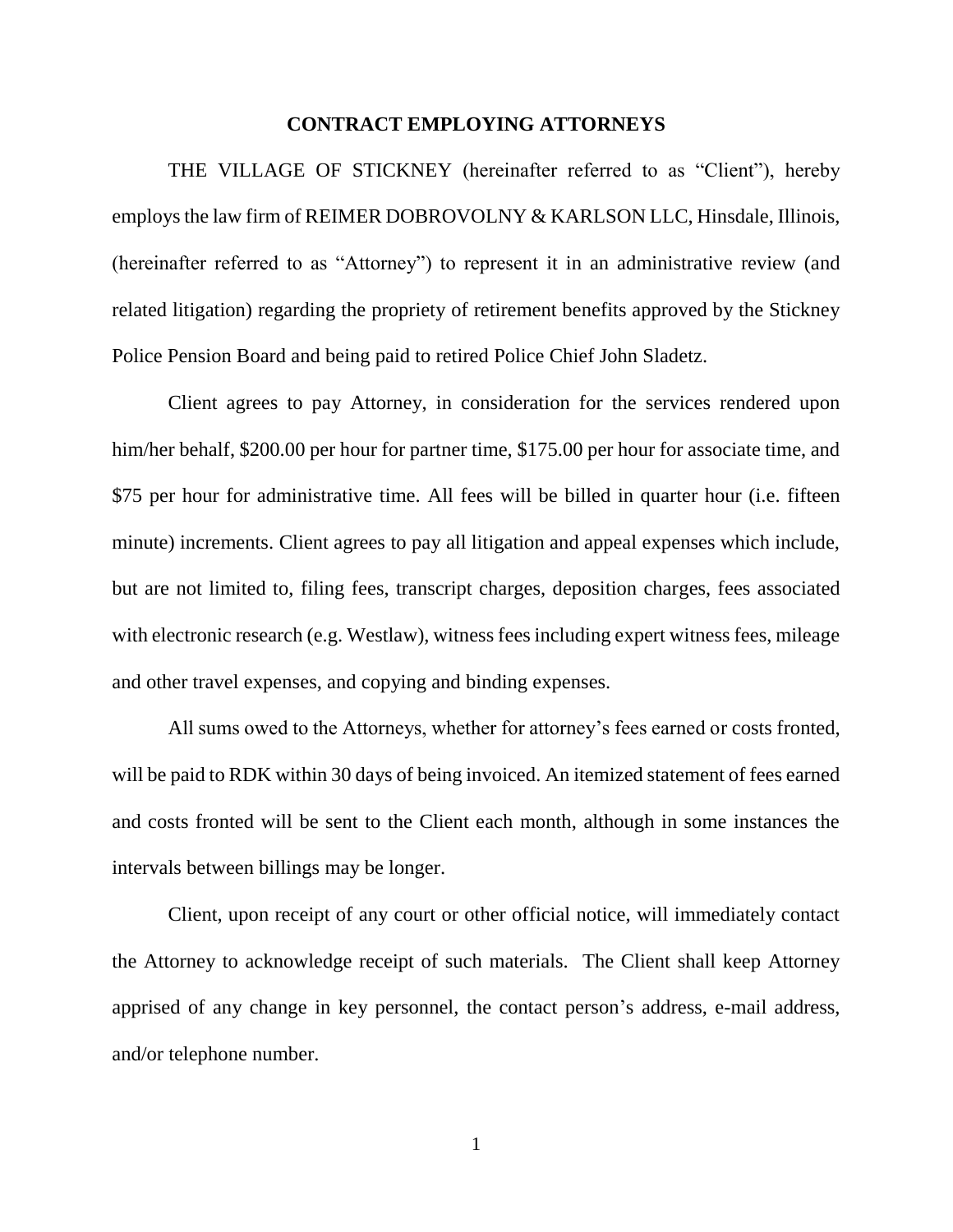# CONTRACT EMPLOYING ATTORNEYS

THE VILLAGE OF STICKNEY (hereinafter referred to as "Client"), hereby employs the law firm of REIMER DOBROVOLNY & KARLSON LLC, Hinsdale, Illinois, (hereinafter referred to as "Attorney") to represent it in an administrative review (and related litigation) regarding the propriety of retirement benefits approved by the Stickney Police Pension Board and being paid to retired Police Chief John Sladetz.

Client agrees to pay Attorney, in consideration for the services rendered upon him/her behalf, $200.00 per hour for partner time, $175.00 per hour for associate time, and $75 per hour for administrative time. All fees will be billed in quarter hour (i.e. fifteen minute) increments. Client agrees to pay all litigation and appeal expenses which include, but are not limited to, filing fees, transcript charges, deposition charges, fees associated with electronic research (e.g. Westlaw), witness fees including expert witness fees, mileage and other travel expenses, and copying and binding expenses.

All sums owed to the Attorneys, whether for attorney's fees earned or costs fronted, will be paid to RDK within 30 days of being invoiced. An itemized statement of fees earned and costs fronted will be sent to the Client each month, although in some instances the intervals between billings may be longer.

Client, upon receipt of any court or other official notice, will immediately contact the Attorney to acknowledge receipt of such materials. The Client shall keep Attorney apprised of any change in key personnel, the contact person's address, e-mail address, and/or telephone number.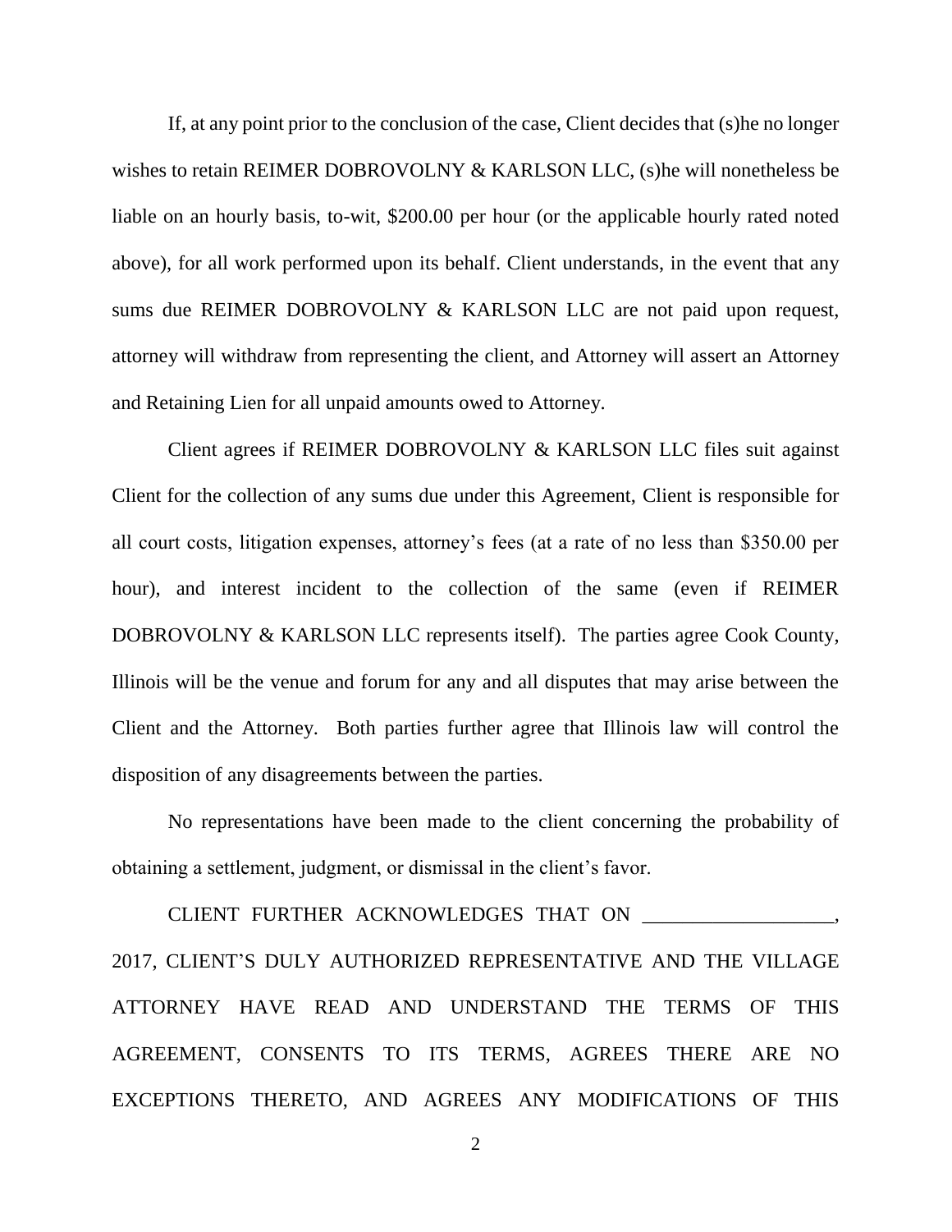If, at any point prior to the conclusion of the case, Client decides that (s)he no longer wishes to retain REIMER DOBROVOLNY & KARLSON LLC, (s)he will nonetheless be liable on an hourly basis, to-wit, $200.00 per hour (or the applicable hourly rated noted above), for all work performed upon its behalf. Client understands, in the event that any sums due REIMER DOBROVOLNY & KARLSON LLC are not paid upon request, attorney will withdraw from representing the client, and Attorney will assert an Attorney and Retaining Lien for all unpaid amounts owed to Attorney.

Client agrees if REIMER DOBROVOLNY & KARLSON LLC files suit against Client for the collection of any sums due under this Agreement, Client is responsible for all court costs, litigation expenses, attorney's fees (at a rate of no less than $350.00 per hour), and interest incident to the collection of the same (even if REIMER DOBROVOLNY & KARLSON LLC represents itself). The parties agree Cook County, Illinois will be the venue and forum for any and all disputes that may arise between the Client and the Attorney. Both parties further agree that Illinois law will control the disposition of any disagreements between the parties.

No representations have been made to the client concerning the probability of obtaining a settlement, judgment, or dismissal in the client's favor.

CLIENT FURTHER ACKNOWLEDGES THAT ON ___________________, 2017, CLIENT'S DULY AUTHORIZED REPRESENTATIVE AND THE VILLAGE ATTORNEY HAVE READ AND UNDERSTAND THE TERMS OF THIS AGREEMENT, CONSENTS TO ITS TERMS, AGREES THERE ARE NO EXCEPTIONS THERETO, AND AGREES ANY MODIFICATIONS OF THIS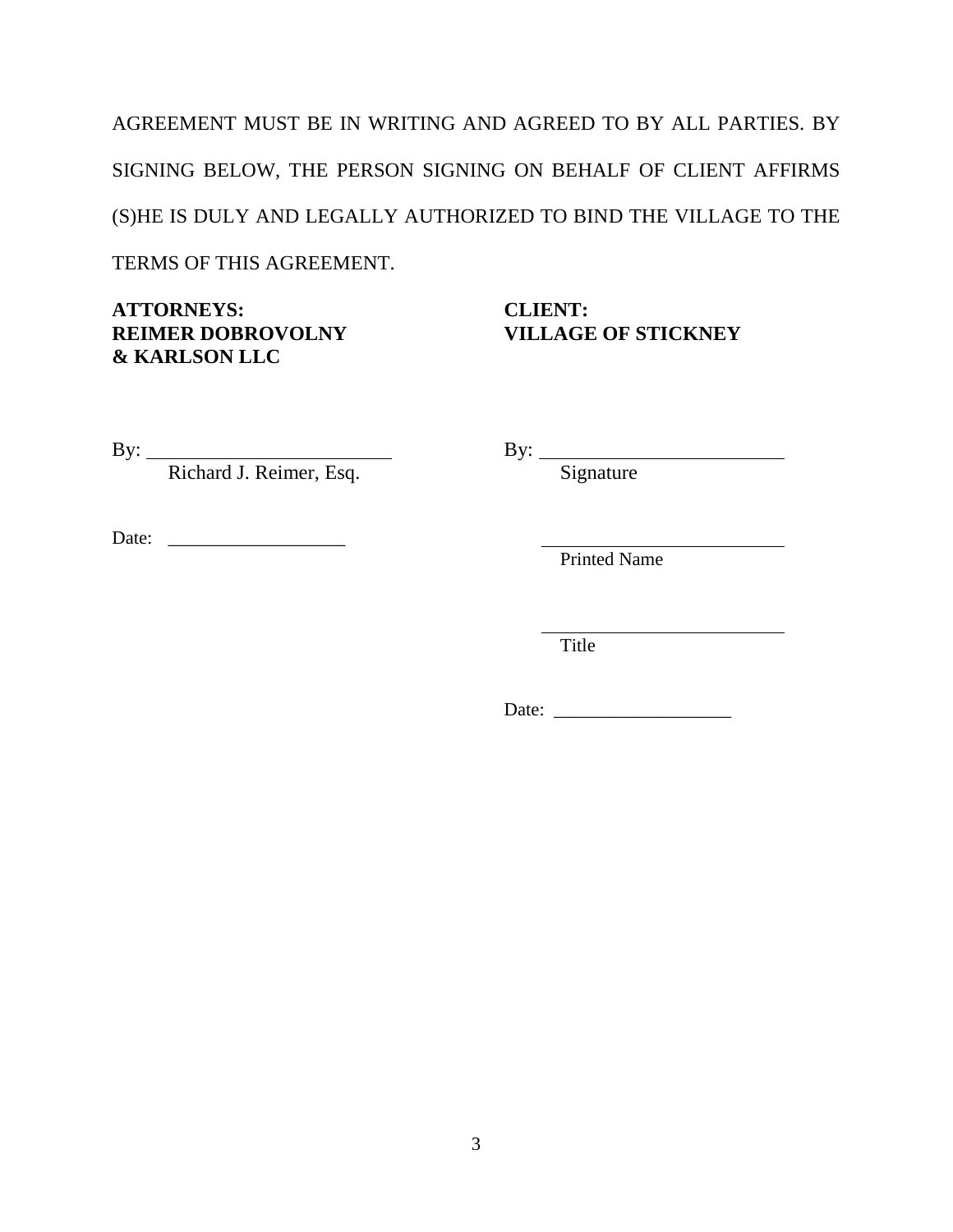AGREEMENT MUST BE IN WRITING AND AGREED TO BY ALL PARTIES. BY SIGNING BELOW, THE PERSON SIGNING ON BEHALF OF CLIENT AFFIRMS (S)HE IS DULY AND LEGALLY AUTHORIZED TO BIND THE VILLAGE TO THE TERMS OF THIS AGREEMENT.

**ATTORNEYS:**
**REIMER DOBROVOLNY & KARLSON LLC**

By: \_\_\_\_\_\_\_\_\_\_\_\_\_\_\_\_\_\_\_\_\_\_\_\_\_
Richard J. Reimer, Esq.

Date: \_\_\_\_\_\_\_\_\_\_\_\_\_\_\_\_\_\_\_

**CLIENT:**
**VILLAGE OF STICKNEY**

By: \_\_\_\_\_\_\_\_\_\_\_\_\_\_\_\_\_\_\_\_\_\_\_\_\_
Signature

\_\_\_\_\_\_\_\_\_\_\_\_\_\_\_\_\_\_\_\_\_\_\_\_\_
Printed Name

\_\_\_\_\_\_\_\_\_\_\_\_\_\_\_\_\_\_\_\_\_\_\_\_\_
Title

Date: \_\_\_\_\_\_\_\_\_\_\_\_\_\_\_\_\_\_\_